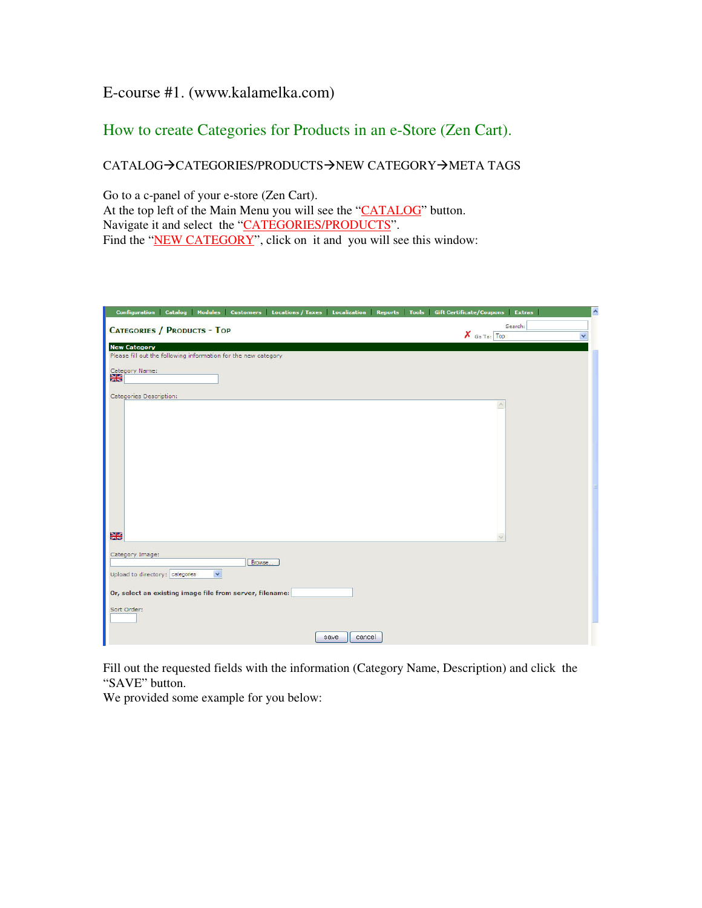E-course #1. (www.kalamelka.com)

## How to create Categories for Products in an e-Store (Zen Cart).

CATALOG→CATEGORIES/PRODUCTS→NEW CATEGORY→META TAGS

Go to a c-panel of your e-store (Zen Cart).
At the top left of the Main Menu you will see the "CATALOG" button.
Navigate it and select the "CATEGORIES/PRODUCTS".
Find the "NEW CATEGORY", click on it and you will see this window:

Fill out the requested fields with the information (Category Name, Description) and click the "SAVE" button.
We provided some example for you below: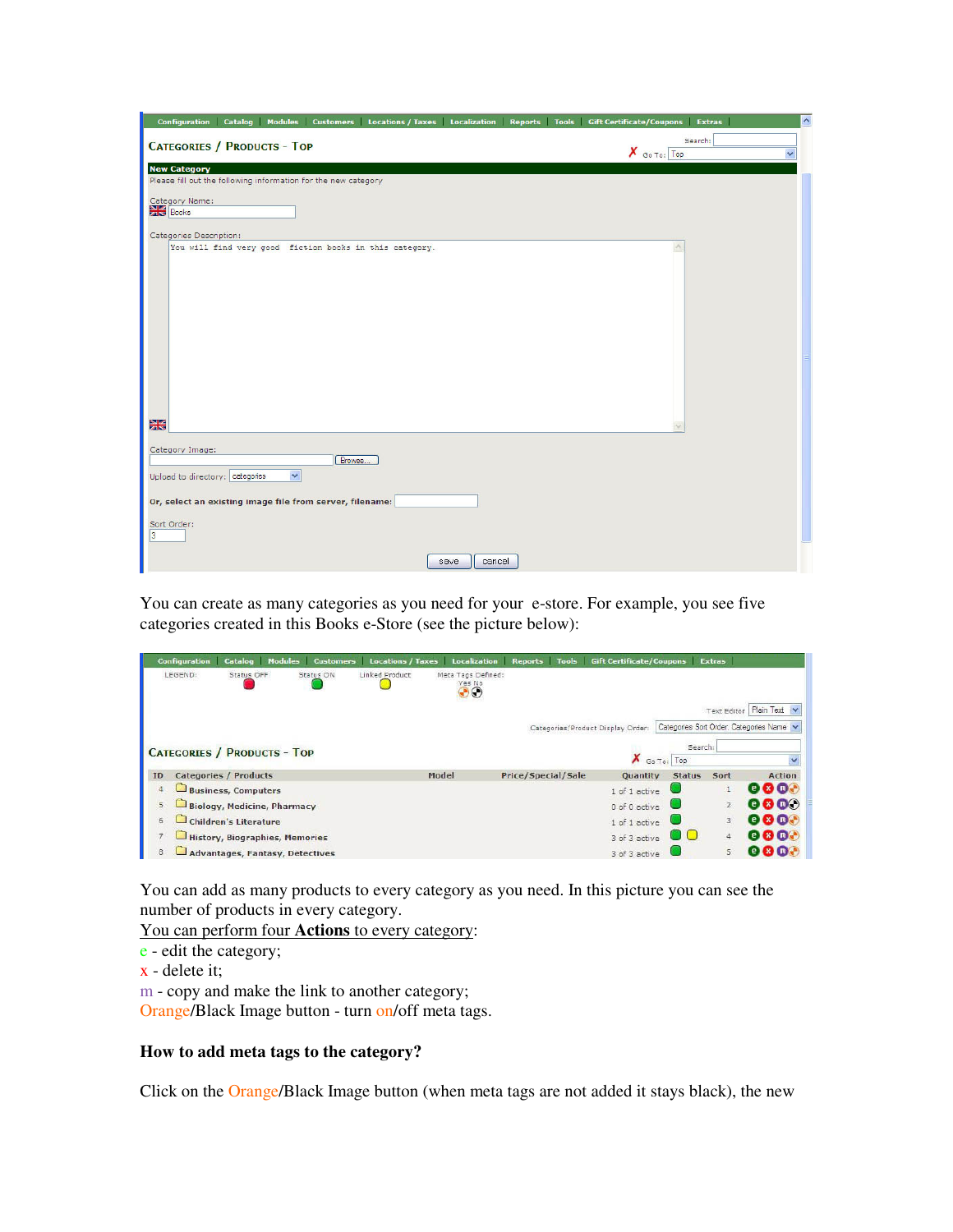You can create as many categories as you need for your e-store. For example, you see five categories created in this Books e-Store (see the picture below):

You can add as many products to every category as you need. In this picture you can see the number of products in every category.

You can perform four **Actions** to every category:

e - edit the category;

x - delete it;

m - copy and make the link to another category;

Orange/Black Image button - turn on/off meta tags.

**How to add meta tags to the category?**

Click on the Orange/Black Image button (when meta tags are not added it stays black), the new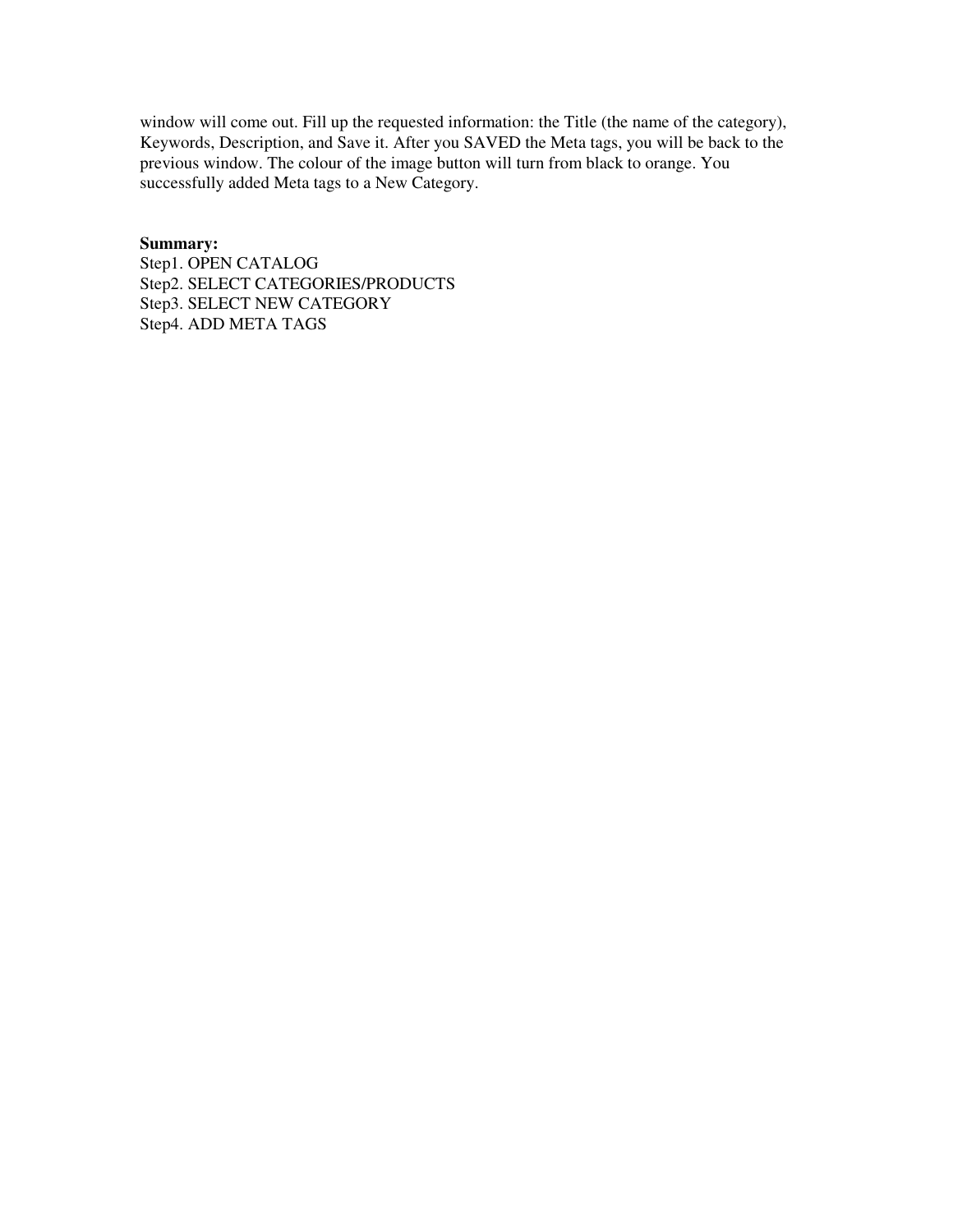window will come out. Fill up the requested information: the Title (the name of the category), Keywords, Description, and Save it. After you SAVED the Meta tags, you will be back to the previous window. The colour of the image button will turn from black to orange. You successfully added Meta tags to a New Category.

**Summary:**

Step1. OPEN CATALOG
Step2. SELECT CATEGORIES/PRODUCTS
Step3. SELECT NEW CATEGORY
Step4. ADD META TAGS